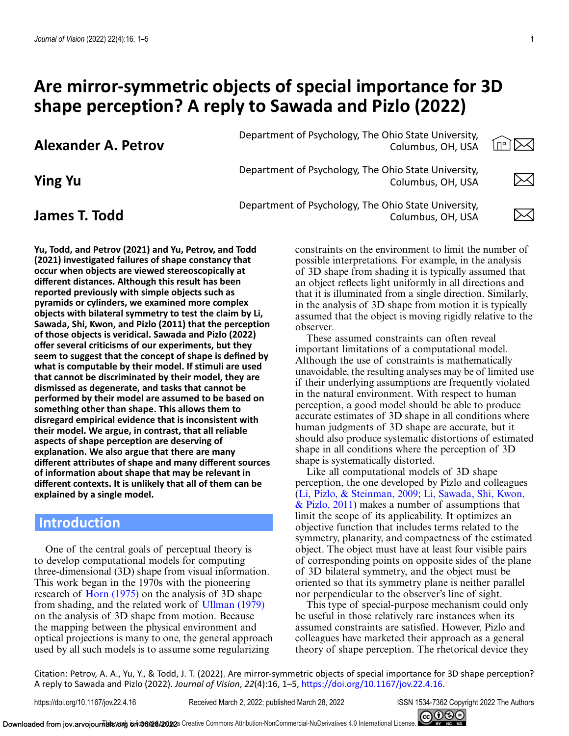# Are mirror-symmetric objects of special importance for 3D shape perception? A reply to Sawada and Pizlo (2022)

**Alexander A. Petrov** — Department of Psychology, The Ohio State University, Columbus, OH, USA

**Ying Yu** — Department of Psychology, The Ohio State University, Columbus, OH, USA

**James T. Todd** — Department of Psychology, The Ohio State University, Columbus, OH, USA

**Yu, Todd, and Petrov (2021) and Yu, Petrov, and Todd (2021) investigated failures of shape constancy that occur when objects are viewed stereoscopically at different distances. Although this result has been reported previously with simple objects such as pyramids or cylinders, we examined more complex objects with bilateral symmetry to test the claim by Li, Sawada, Shi, Kwon, and Pizlo (2011) that the perception of those objects is veridical. Sawada and Pizlo (2022) offer several criticisms of our experiments, but they seem to suggest that the concept of shape is defined by what is computable by their model. If stimuli are used that cannot be discriminated by their model, they are dismissed as degenerate, and tasks that cannot be performed by their model are assumed to be based on something other than shape. This allows them to disregard empirical evidence that is inconsistent with their model. We argue, in contrast, that all reliable aspects of shape perception are deserving of explanation. We also argue that there are many different attributes of shape and many different sources of information about shape that may be relevant in different contexts. It is unlikely that all of them can be explained by a single model.**

## Introduction

One of the central goals of perceptual theory is to develop computational models for computing three-dimensional (3D) shape from visual information. This work began in the 1970s with the pioneering research of Horn (1975) on the analysis of 3D shape from shading, and the related work of Ullman (1979) on the analysis of 3D shape from motion. Because the mapping between the physical environment and optical projections is many to one, the general approach used by all such models is to assume some regularizing constraints on the environment to limit the number of possible interpretations. For example, in the analysis of 3D shape from shading it is typically assumed that an object reflects light uniformly in all directions and that it is illuminated from a single direction. Similarly, in the analysis of 3D shape from motion it is typically assumed that the object is moving rigidly relative to the observer.

These assumed constraints can often reveal important limitations of a computational model. Although the use of constraints is mathematically unavoidable, the resulting analyses may be of limited use if their underlying assumptions are frequently violated in the natural environment. With respect to human perception, a good model should be able to produce accurate estimates of 3D shape in all conditions where human judgments of 3D shape are accurate, but it should also produce systematic distortions of estimated shape in all conditions where the perception of 3D shape is systematically distorted.

Like all computational models of 3D shape perception, the one developed by Pizlo and colleagues (Li, Pizlo, & Steinman, 2009; Li, Sawada, Shi, Kwon, & Pizlo, 2011) makes a number of assumptions that limit the scope of its applicability. It optimizes an objective function that includes terms related to the symmetry, planarity, and compactness of the estimated object. The object must have at least four visible pairs of corresponding points on opposite sides of the plane of 3D bilateral symmetry, and the object must be oriented so that its symmetry plane is neither parallel nor perpendicular to the observer's line of sight.

This type of special-purpose mechanism could only be useful in those relatively rare instances when its assumed constraints are satisfied. However, Pizlo and colleagues have marketed their approach as a general theory of shape perception. The rhetorical device they

Citation: Petrov, A. A., Yu, Y., & Todd, J. T. (2022). Are mirror-symmetric objects of special importance for 3D shape perception? A reply to Sawada and Pizlo (2022). *Journal of Vision*, *22*(4):16, 1–5, https://doi.org/10.1167/jov.22.4.16.

https://doi.org/10.1167/jov.22.4.16 Received March 2, 2022; published March 28, 2022 ISSN 1534-7362 Copyright 2022 The Authors

This work is licensed under a Creative Commons Attribution-NonCommercial-NoDerivatives 4.0 International License.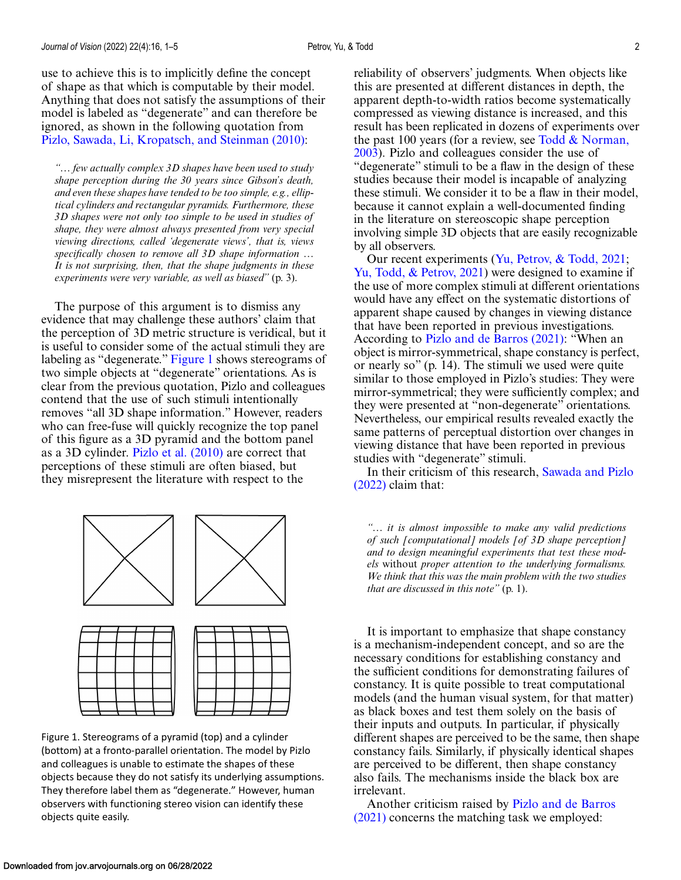use to achieve this is to implicitly define the concept of shape as that which is computable by their model. Anything that does not satisfy the assumptions of their model is labeled as "degenerate" and can therefore be ignored, as shown in the following quotation from Pizlo, Sawada, Li, Kropatsch, and Steinman (2010):

> *"… few actually complex 3D shapes have been used to study shape perception during the 30 years since Gibson's death, and even these shapes have tended to be too simple, e.g., elliptical cylinders and rectangular pyramids. Furthermore, these 3D shapes were not only too simple to be used in studies of shape, they were almost always presented from very special viewing directions, called 'degenerate views', that is, views specifically chosen to remove all 3D shape information … It is not surprising, then, that the shape judgments in these experiments were very variable, as well as biased"* (p. 3).

The purpose of this argument is to dismiss any evidence that may challenge these authors' claim that the perception of 3D metric structure is veridical, but it is useful to consider some of the actual stimuli they are labeling as "degenerate." Figure 1 shows stereograms of two simple objects at "degenerate" orientations. As is clear from the previous quotation, Pizlo and colleagues contend that the use of such stimuli intentionally removes "all 3D shape information." However, readers who can free-fuse will quickly recognize the top panel of this figure as a 3D pyramid and the bottom panel as a 3D cylinder. Pizlo et al. (2010) are correct that perceptions of these stimuli are often biased, but they misrepresent the literature with respect to the reliability of observers' judgments. When objects like this are presented at different distances in depth, the apparent depth-to-width ratios become systematically compressed as viewing distance is increased, and this result has been replicated in dozens of experiments over the past 100 years (for a review, see Todd & Norman, 2003). Pizlo and colleagues consider the use of "degenerate" stimuli to be a flaw in the design of these studies because their model is incapable of analyzing these stimuli. We consider it to be a flaw in their model, because it cannot explain a well-documented finding in the literature on stereoscopic shape perception involving simple 3D objects that are easily recognizable by all observers.

Figure 1. Stereograms of a pyramid (top) and a cylinder (bottom) at a fronto-parallel orientation. The model by Pizlo and colleagues is unable to estimate the shapes of these objects because they do not satisfy its underlying assumptions. They therefore label them as "degenerate." However, human observers with functioning stereo vision can identify these objects quite easily.

Our recent experiments (Yu, Petrov, & Todd, 2021; Yu, Todd, & Petrov, 2021) were designed to examine if the use of more complex stimuli at different orientations would have any effect on the systematic distortions of apparent shape caused by changes in viewing distance that have been reported in previous investigations. According to Pizlo and de Barros (2021): "When an object is mirror-symmetrical, shape constancy is perfect, or nearly so" (p. 14). The stimuli we used were quite similar to those employed in Pizlo's studies: They were mirror-symmetrical; they were sufficiently complex; and they were presented at "non-degenerate" orientations. Nevertheless, our empirical results revealed exactly the same patterns of perceptual distortion over changes in viewing distance that have been reported in previous studies with "degenerate" stimuli.

In their criticism of this research, Sawada and Pizlo (2022) claim that:

> *"… it is almost impossible to make any valid predictions of such [computational] models [of 3D shape perception] and to design meaningful experiments that test these models* without *proper attention to the underlying formalisms. We think that this was the main problem with the two studies that are discussed in this note"* (p. 1).

It is important to emphasize that shape constancy is a mechanism-independent concept, and so are the necessary conditions for establishing constancy and the sufficient conditions for demonstrating failures of constancy. It is quite possible to treat computational models (and the human visual system, for that matter) as black boxes and test them solely on the basis of their inputs and outputs. In particular, if physically different shapes are perceived to be the same, then shape constancy fails. Similarly, if physically identical shapes are perceived to be different, then shape constancy also fails. The mechanisms inside the black box are irrelevant.

Another criticism raised by Pizlo and de Barros (2021) concerns the matching task we employed: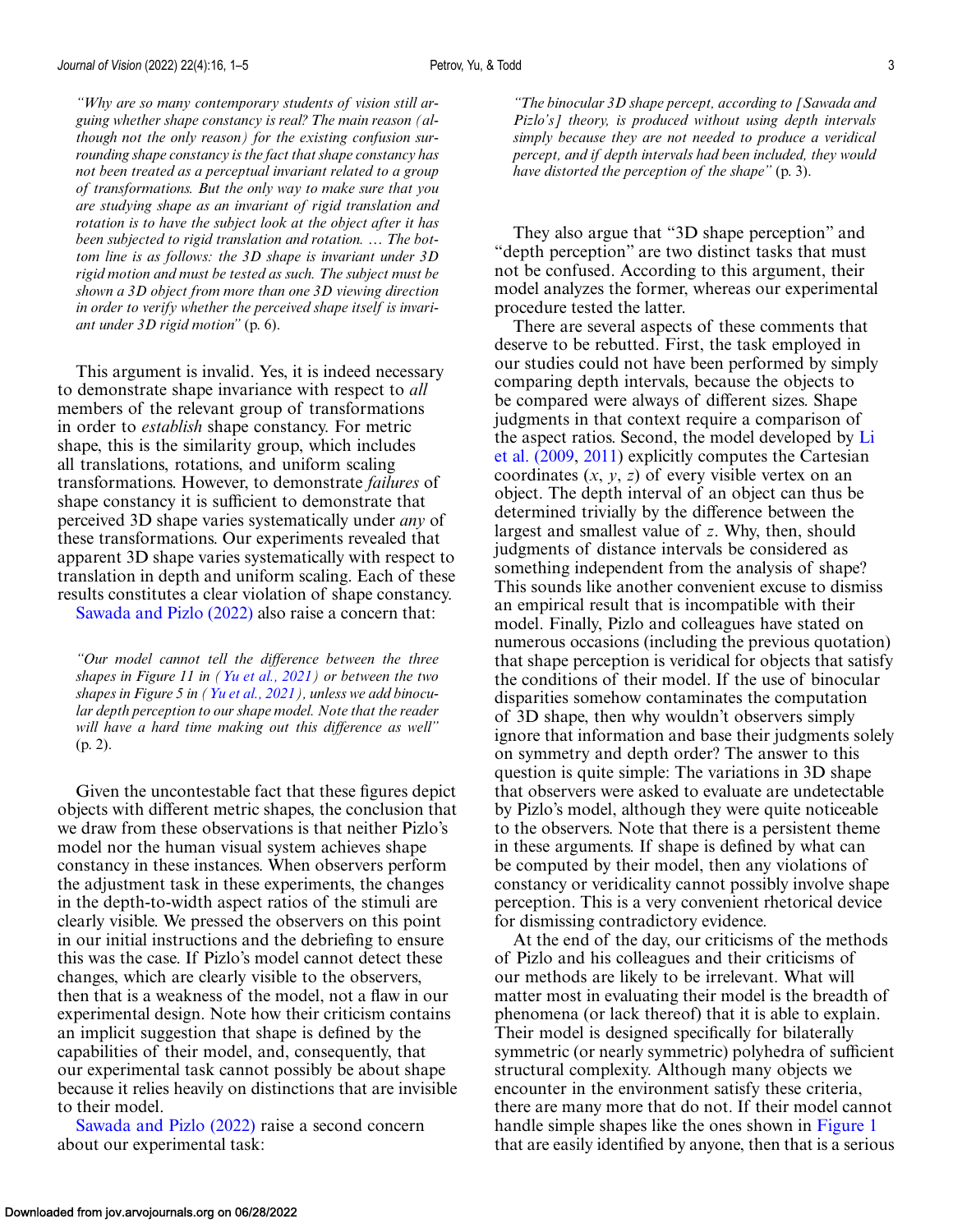*"Why are so many contemporary students of vision still arguing whether shape constancy is real? The main reason (although not the only reason) for the existing confusion surrounding shape constancy is the fact that shape constancy has not been treated as a perceptual invariant related to a group of transformations. But the only way to make sure that you are studying shape as an invariant of rigid translation and rotation is to have the subject look at the object after it has been subjected to rigid translation and rotation. … The bottom line is as follows: the 3D shape is invariant under 3D rigid motion and must be tested as such. The subject must be shown a 3D object from more than one 3D viewing direction in order to verify whether the perceived shape itself is invariant under 3D rigid motion"* (p. 6).

This argument is invalid. Yes, it is indeed necessary to demonstrate shape invariance with respect to *all* members of the relevant group of transformations in order to *establish* shape constancy. For metric shape, this is the similarity group, which includes all translations, rotations, and uniform scaling transformations. However, to demonstrate *failures* of shape constancy it is sufficient to demonstrate that perceived 3D shape varies systematically under *any* of these transformations. Our experiments revealed that apparent 3D shape varies systematically with respect to translation in depth and uniform scaling. Each of these results constitutes a clear violation of shape constancy.

Sawada and Pizlo (2022) also raise a concern that:

*"Our model cannot tell the difference between the three shapes in Figure 11 in (Yu et al., 2021) or between the two shapes in Figure 5 in (Yu et al., 2021), unless we add binocular depth perception to our shape model. Note that the reader will have a hard time making out this difference as well"* (p. 2).

Given the uncontestable fact that these figures depict objects with different metric shapes, the conclusion that we draw from these observations is that neither Pizlo's model nor the human visual system achieves shape constancy in these instances. When observers perform the adjustment task in these experiments, the changes in the depth-to-width aspect ratios of the stimuli are clearly visible. We pressed the observers on this point in our initial instructions and the debriefing to ensure this was the case. If Pizlo's model cannot detect these changes, which are clearly visible to the observers, then that is a weakness of the model, not a flaw in our experimental design. Note how their criticism contains an implicit suggestion that shape is defined by the capabilities of their model, and, consequently, that our experimental task cannot possibly be about shape because it relies heavily on distinctions that are invisible to their model.

Sawada and Pizlo (2022) raise a second concern about our experimental task:

*"The binocular 3D shape percept, according to [Sawada and Pizlo's] theory, is produced without using depth intervals simply because they are not needed to produce a veridical percept, and if depth intervals had been included, they would have distorted the perception of the shape"* (p. 3).

They also argue that "3D shape perception" and "depth perception" are two distinct tasks that must not be confused. According to this argument, their model analyzes the former, whereas our experimental procedure tested the latter.

There are several aspects of these comments that deserve to be rebutted. First, the task employed in our studies could not have been performed by simply comparing depth intervals, because the objects to be compared were always of different sizes. Shape judgments in that context require a comparison of the aspect ratios. Second, the model developed by Li et al. (2009, 2011) explicitly computes the Cartesian coordinates ($x$, $y$, $z$) of every visible vertex on an object. The depth interval of an object can thus be determined trivially by the difference between the largest and smallest value of $z$. Why, then, should judgments of distance intervals be considered as something independent from the analysis of shape? This sounds like another convenient excuse to dismiss an empirical result that is incompatible with their model. Finally, Pizlo and colleagues have stated on numerous occasions (including the previous quotation) that shape perception is veridical for objects that satisfy the conditions of their model. If the use of binocular disparities somehow contaminates the computation of 3D shape, then why wouldn't observers simply ignore that information and base their judgments solely on symmetry and depth order? The answer to this question is quite simple: The variations in 3D shape that observers were asked to evaluate are undetectable by Pizlo's model, although they were quite noticeable to the observers. Note that there is a persistent theme in these arguments. If shape is defined by what can be computed by their model, then any violations of constancy or veridicality cannot possibly involve shape perception. This is a very convenient rhetorical device for dismissing contradictory evidence.

At the end of the day, our criticisms of the methods of Pizlo and his colleagues and their criticisms of our methods are likely to be irrelevant. What will matter most in evaluating their model is the breadth of phenomena (or lack thereof) that it is able to explain. Their model is designed specifically for bilaterally symmetric (or nearly symmetric) polyhedra of sufficient structural complexity. Although many objects we encounter in the environment satisfy these criteria, there are many more that do not. If their model cannot handle simple shapes like the ones shown in Figure 1 that are easily identified by anyone, then that is a serious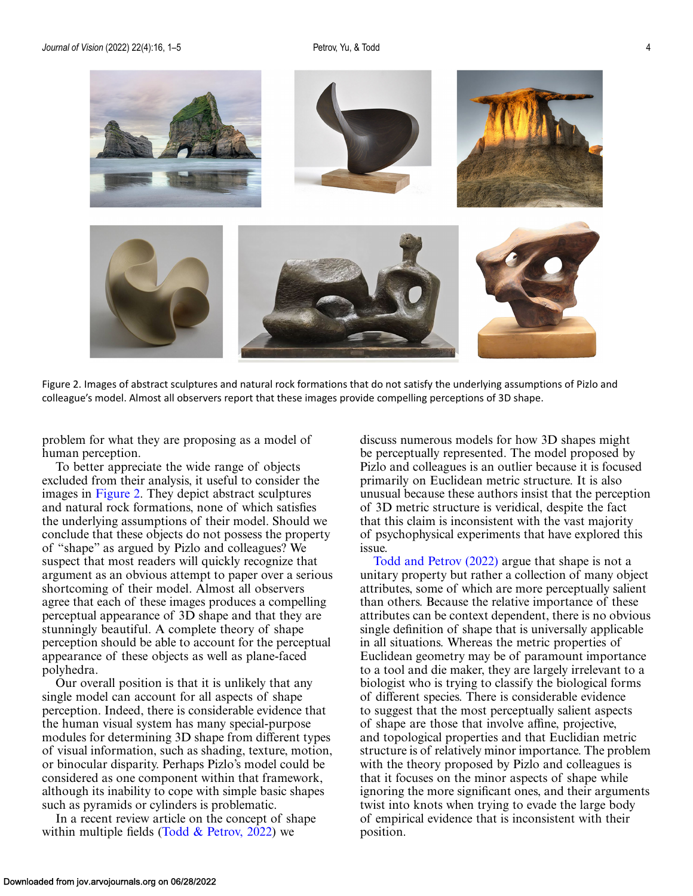Figure 2. Images of abstract sculptures and natural rock formations that do not satisfy the underlying assumptions of Pizlo and colleague's model. Almost all observers report that these images provide compelling perceptions of 3D shape.

problem for what they are proposing as a model of human perception.

To better appreciate the wide range of objects excluded from their analysis, it useful to consider the images in Figure 2. They depict abstract sculptures and natural rock formations, none of which satisfies the underlying assumptions of their model. Should we conclude that these objects do not possess the property of "shape" as argued by Pizlo and colleagues? We suspect that most readers will quickly recognize that argument as an obvious attempt to paper over a serious shortcoming of their model. Almost all observers agree that each of these images produces a compelling perceptual appearance of 3D shape and that they are stunningly beautiful. A complete theory of shape perception should be able to account for the perceptual appearance of these objects as well as plane-faced polyhedra.

Our overall position is that it is unlikely that any single model can account for all aspects of shape perception. Indeed, there is considerable evidence that the human visual system has many special-purpose modules for determining 3D shape from different types of visual information, such as shading, texture, motion, or binocular disparity. Perhaps Pizlo's model could be considered as one component within that framework, although its inability to cope with simple basic shapes such as pyramids or cylinders is problematic.

In a recent review article on the concept of shape within multiple fields (Todd & Petrov, 2022) we discuss numerous models for how 3D shapes might be perceptually represented. The model proposed by Pizlo and colleagues is an outlier because it is focused primarily on Euclidean metric structure. It is also unusual because these authors insist that the perception of 3D metric structure is veridical, despite the fact that this claim is inconsistent with the vast majority of psychophysical experiments that have explored this issue.

Todd and Petrov (2022) argue that shape is not a unitary property but rather a collection of many object attributes, some of which are more perceptually salient than others. Because the relative importance of these attributes can be context dependent, there is no obvious single definition of shape that is universally applicable in all situations. Whereas the metric properties of Euclidean geometry may be of paramount importance to a tool and die maker, they are largely irrelevant to a biologist who is trying to classify the biological forms of different species. There is considerable evidence to suggest that the most perceptually salient aspects of shape are those that involve affine, projective, and topological properties and that Euclidian metric structure is of relatively minor importance. The problem with the theory proposed by Pizlo and colleagues is that it focuses on the minor aspects of shape while ignoring the more significant ones, and their arguments twist into knots when trying to evade the large body of empirical evidence that is inconsistent with their position.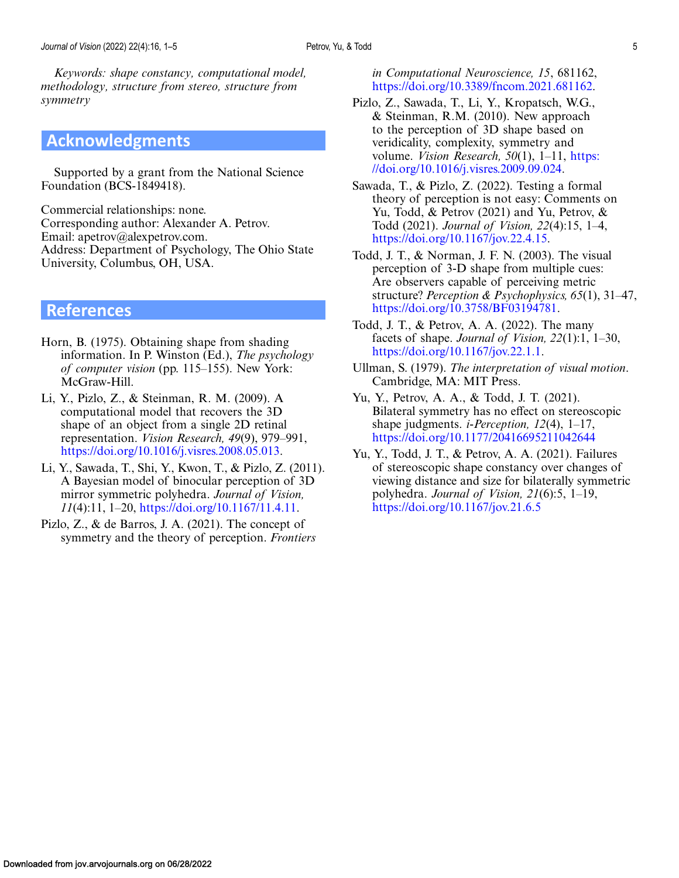*Keywords: shape constancy, computational model, methodology, structure from stereo, structure from symmetry*

## Acknowledgments

Supported by a grant from the National Science Foundation (BCS-1849418).

Commercial relationships: none.
Corresponding author: Alexander A. Petrov.
Email: apetrov@alexpetrov.com.
Address: Department of Psychology, The Ohio State University, Columbus, OH, USA.

## References

Horn, B. (1975). Obtaining shape from shading information. In P. Winston (Ed.), *The psychology of computer vision* (pp. 115–155). New York: McGraw-Hill.

Li, Y., Pizlo, Z., & Steinman, R. M. (2009). A computational model that recovers the 3D shape of an object from a single 2D retinal representation. *Vision Research, 49*(9), 979–991, https://doi.org/10.1016/j.visres.2008.05.013.

Li, Y., Sawada, T., Shi, Y., Kwon, T., & Pizlo, Z. (2011). A Bayesian model of binocular perception of 3D mirror symmetric polyhedra. *Journal of Vision, 11*(4):11, 1–20, https://doi.org/10.1167/11.4.11.

Pizlo, Z., & de Barros, J. A. (2021). The concept of symmetry and the theory of perception. *Frontiers in Computational Neuroscience, 15*, 681162, https://doi.org/10.3389/fncom.2021.681162.

Pizlo, Z., Sawada, T., Li, Y., Kropatsch, W.G., & Steinman, R.M. (2010). New approach to the perception of 3D shape based on veridicality, complexity, symmetry and volume. *Vision Research, 50*(1), 1–11, https://doi.org/10.1016/j.visres.2009.09.024.

Sawada, T., & Pizlo, Z. (2022). Testing a formal theory of perception is not easy: Comments on Yu, Todd, & Petrov (2021) and Yu, Petrov, & Todd (2021). *Journal of Vision, 22*(4):15, 1–4, https://doi.org/10.1167/jov.22.4.15.

Todd, J. T., & Norman, J. F. N. (2003). The visual perception of 3-D shape from multiple cues: Are observers capable of perceiving metric structure? *Perception & Psychophysics, 65*(1), 31–47, https://doi.org/10.3758/BF03194781.

Todd, J. T., & Petrov, A. A. (2022). The many facets of shape. *Journal of Vision, 22*(1):1, 1–30, https://doi.org/10.1167/jov.22.1.1.

Ullman, S. (1979). *The interpretation of visual motion*. Cambridge, MA: MIT Press.

Yu, Y., Petrov, A. A., & Todd, J. T. (2021). Bilateral symmetry has no effect on stereoscopic shape judgments. *i-Perception, 12*(4), 1–17, https://doi.org/10.1177/20416695211042644

Yu, Y., Todd, J. T., & Petrov, A. A. (2021). Failures of stereoscopic shape constancy over changes of viewing distance and size for bilaterally symmetric polyhedra. *Journal of Vision, 21*(6):5, 1–19, https://doi.org/10.1167/jov.21.6.5